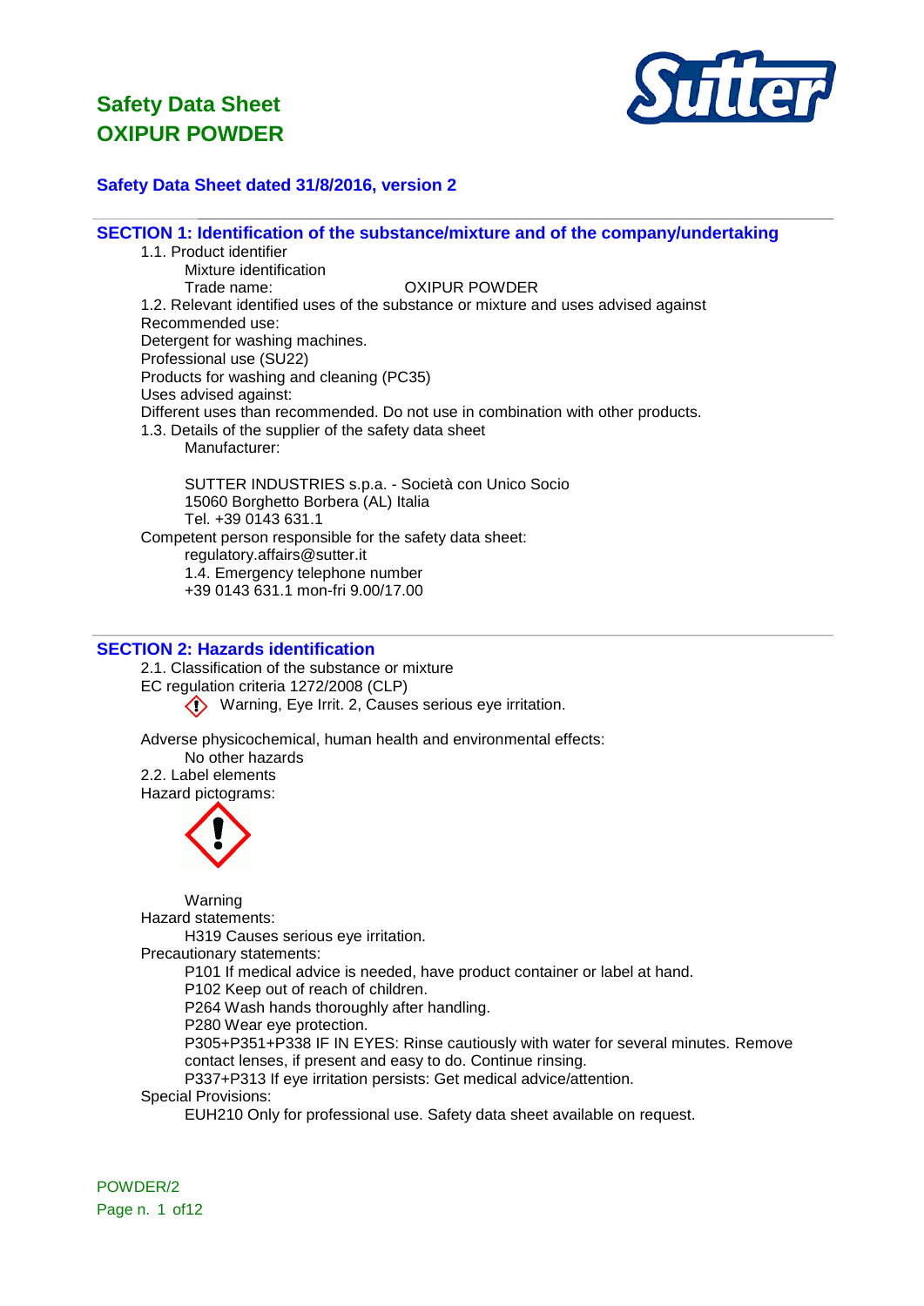# Safety Data Sheet
# OXIPUR POWDER

**Safety Data Sheet dated 31/8/2016, version 2**

## SECTION 1: Identification of the substance/mixture and of the company/undertaking

1.1. Product identifier

Mixture identification

Trade name: OXIPUR POWDER

1.2. Relevant identified uses of the substance or mixture and uses advised against

Recommended use:

Detergent for washing machines.

Professional use (SU22)

Products for washing and cleaning (PC35)

Uses advised against:

Different uses than recommended. Do not use in combination with other products.

1.3. Details of the supplier of the safety data sheet

Manufacturer:

SUTTER INDUSTRIES s.p.a. - Società con Unico Socio
15060 Borghetto Borbera (AL) Italia
Tel. +39 0143 631.1

Competent person responsible for the safety data sheet:

regulatory.affairs@sutter.it

1.4. Emergency telephone number

+39 0143 631.1 mon-fri 9.00/17.00

## SECTION 2: Hazards identification

2.1. Classification of the substance or mixture

EC regulation criteria 1272/2008 (CLP)

Warning, Eye Irrit. 2, Causes serious eye irritation.

Adverse physicochemical, human health and environmental effects:

No other hazards

2.2. Label elements

Hazard pictograms:

Warning

Hazard statements:

H319 Causes serious eye irritation.

Precautionary statements:

P101 If medical advice is needed, have product container or label at hand.

P102 Keep out of reach of children.

P264 Wash hands thoroughly after handling.

P280 Wear eye protection.

P305+P351+P338 IF IN EYES: Rinse cautiously with water for several minutes. Remove contact lenses, if present and easy to do. Continue rinsing.

P337+P313 If eye irritation persists: Get medical advice/attention.

Special Provisions:

EUH210 Only for professional use. Safety data sheet available on request.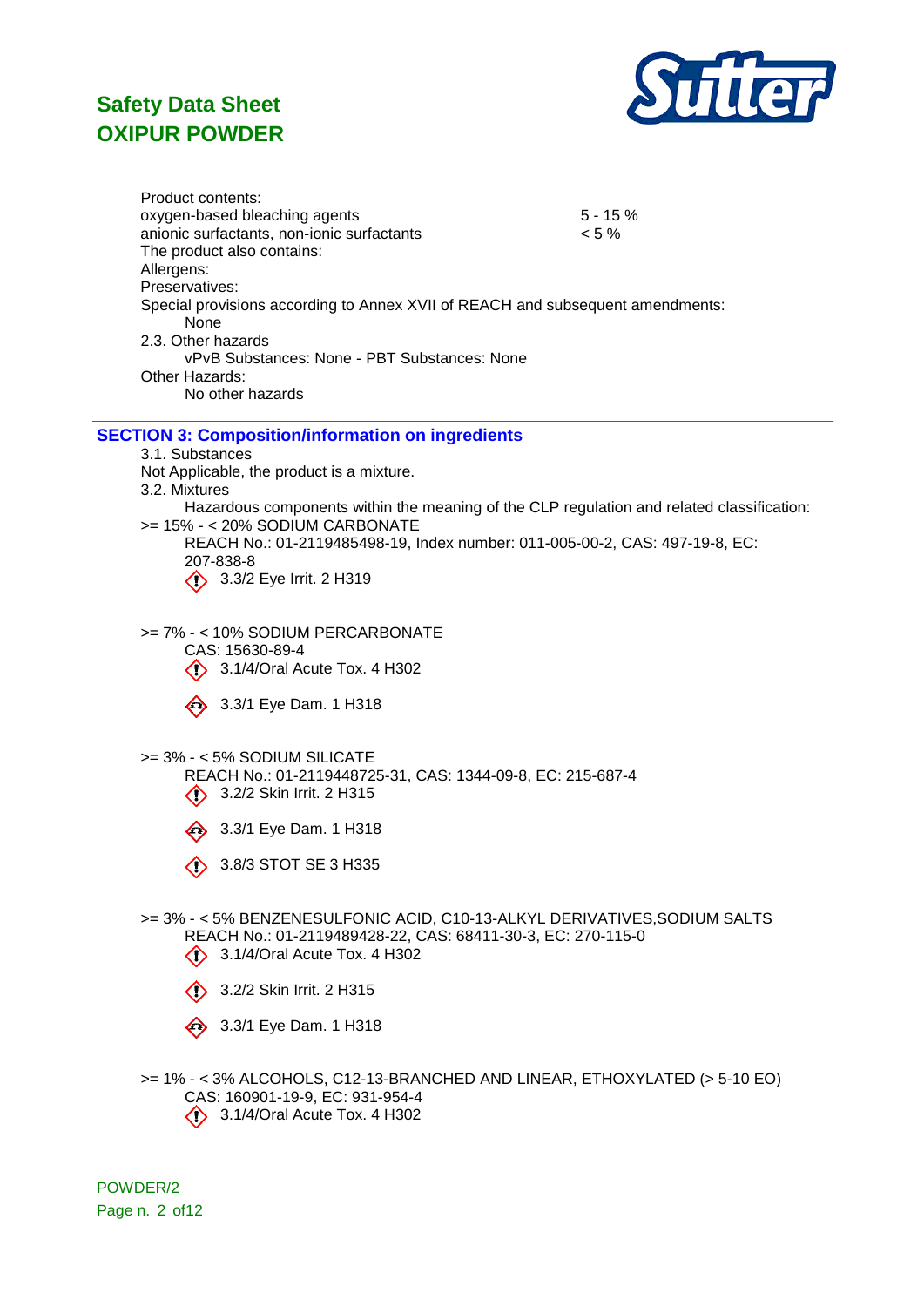Product contents:

| | |
|---|---|
| oxygen-based bleaching agents | 5 - 15 % |
| anionic surfactants, non-ionic surfactants | < 5 % |

The product also contains:

Allergens:

Preservatives:

Special provisions according to Annex XVII of REACH and subsequent amendments:

None

2.3. Other hazards

vPvB Substances: None - PBT Substances: None

Other Hazards:

No other hazards

## SECTION 3: Composition/information on ingredients

3.1. Substances

Not Applicable, the product is a mixture.

3.2. Mixtures

Hazardous components within the meaning of the CLP regulation and related classification:

>= 15% - < 20% SODIUM CARBONATE

REACH No.: 01-2119485498-19, Index number: 011-005-00-2, CAS: 497-19-8, EC: 207-838-8

- 3.3/2 Eye Irrit. 2 H319

>= 7% - < 10% SODIUM PERCARBONATE

CAS: 15630-89-4

- 3.1/4/Oral Acute Tox. 4 H302
- 3.3/1 Eye Dam. 1 H318

>= 3% - < 5% SODIUM SILICATE

REACH No.: 01-2119448725-31, CAS: 1344-09-8, EC: 215-687-4

- 3.2/2 Skin Irrit. 2 H315
- 3.3/1 Eye Dam. 1 H318
- 3.8/3 STOT SE 3 H335

>= 3% - < 5% BENZENESULFONIC ACID, C10-13-ALKYL DERIVATIVES,SODIUM SALTS

REACH No.: 01-2119489428-22, CAS: 68411-30-3, EC: 270-115-0

- 3.1/4/Oral Acute Tox. 4 H302
- 3.2/2 Skin Irrit. 2 H315
- 3.3/1 Eye Dam. 1 H318

>= 1% - < 3% ALCOHOLS, C12-13-BRANCHED AND LINEAR, ETHOXYLATED (> 5-10 EO)

CAS: 160901-19-9, EC: 931-954-4

- 3.1/4/Oral Acute Tox. 4 H302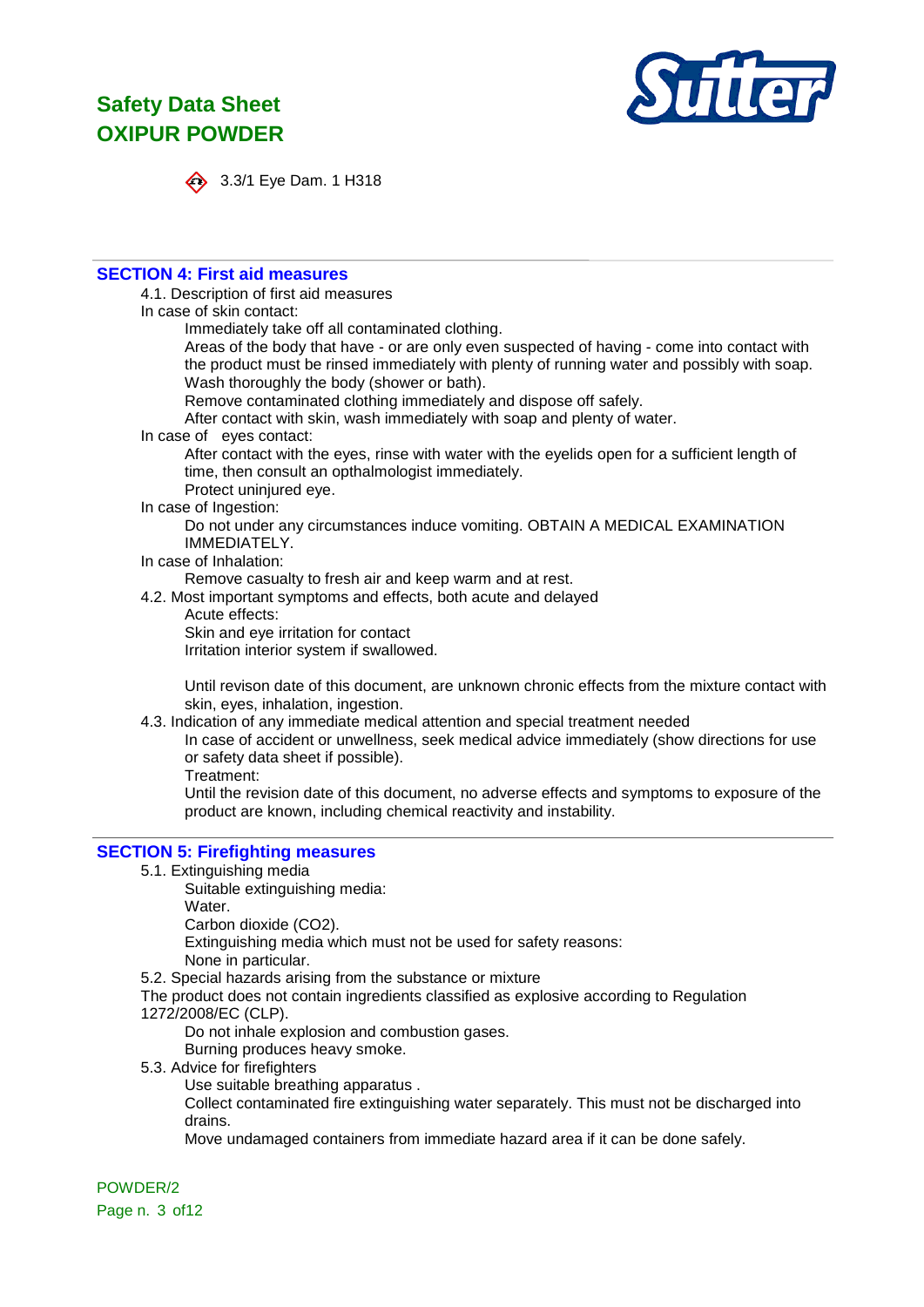3.3/1 Eye Dam. 1 H318

## SECTION 4: First aid measures

4.1. Description of first aid measures

In case of skin contact:

Immediately take off all contaminated clothing.

Areas of the body that have - or are only even suspected of having - come into contact with the product must be rinsed immediately with plenty of running water and possibly with soap.

Wash thoroughly the body (shower or bath).

Remove contaminated clothing immediately and dispose off safely.

After contact with skin, wash immediately with soap and plenty of water.

In case of eyes contact:

After contact with the eyes, rinse with water with the eyelids open for a sufficient length of time, then consult an opthalmologist immediately.

Protect uninjured eye.

In case of Ingestion:

Do not under any circumstances induce vomiting. OBTAIN A MEDICAL EXAMINATION IMMEDIATELY.

In case of Inhalation:

Remove casualty to fresh air and keep warm and at rest.

4.2. Most important symptoms and effects, both acute and delayed

Acute effects:

Skin and eye irritation for contact

Irritation interior system if swallowed.

Until revison date of this document, are unknown chronic effects from the mixture contact with skin, eyes, inhalation, ingestion.

4.3. Indication of any immediate medical attention and special treatment needed

In case of accident or unwellness, seek medical advice immediately (show directions for use or safety data sheet if possible).

Treatment:

Until the revision date of this document, no adverse effects and symptoms to exposure of the product are known, including chemical reactivity and instability.

## SECTION 5: Firefighting measures

5.1. Extinguishing media

Suitable extinguishing media:

Water.

Carbon dioxide ($CO_2$).

Extinguishing media which must not be used for safety reasons:

None in particular.

5.2. Special hazards arising from the substance or mixture

The product does not contain ingredients classified as explosive according to Regulation 1272/2008/EC (CLP).

Do not inhale explosion and combustion gases.

Burning produces heavy smoke.

5.3. Advice for firefighters

Use suitable breathing apparatus .

Collect contaminated fire extinguishing water separately. This must not be discharged into drains.

Move undamaged containers from immediate hazard area if it can be done safely.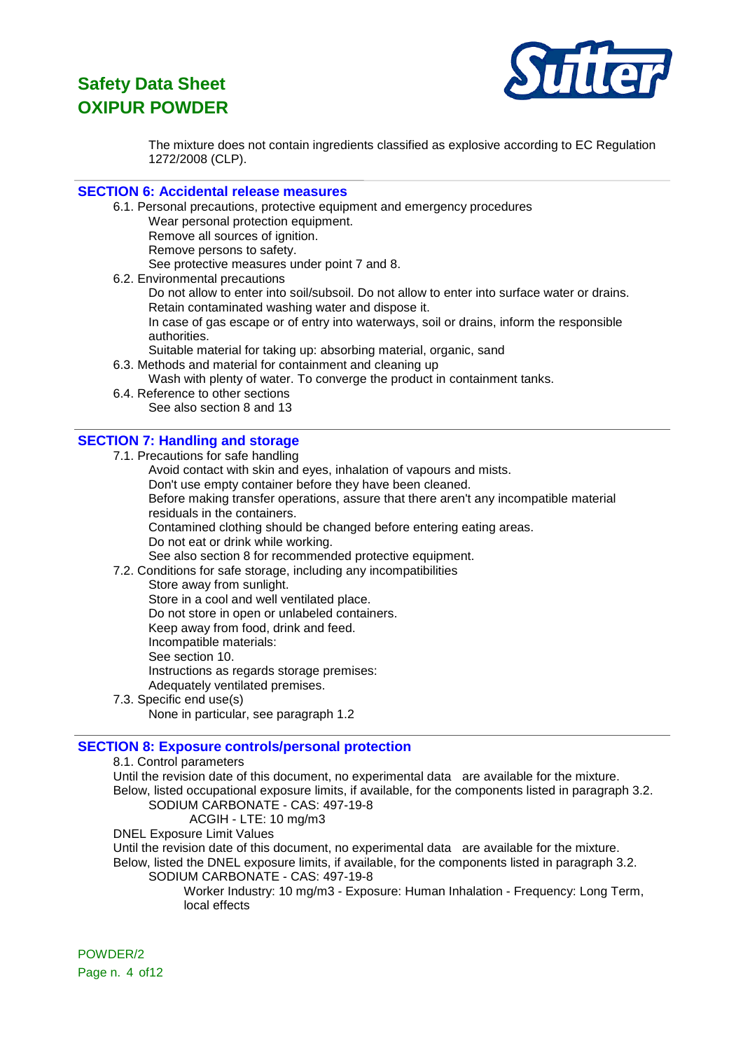The mixture does not contain ingredients classified as explosive according to EC Regulation 1272/2008 (CLP).

## SECTION 6: Accidental release measures

6.1. Personal precautions, protective equipment and emergency procedures

Wear personal protection equipment.
Remove all sources of ignition.
Remove persons to safety.
See protective measures under point 7 and 8.

6.2. Environmental precautions

Do not allow to enter into soil/subsoil. Do not allow to enter into surface water or drains.
Retain contaminated washing water and dispose it.
In case of gas escape or of entry into waterways, soil or drains, inform the responsible authorities.
Suitable material for taking up: absorbing material, organic, sand

6.3. Methods and material for containment and cleaning up

Wash with plenty of water. To converge the product in containment tanks.

6.4. Reference to other sections

See also section 8 and 13

## SECTION 7: Handling and storage

7.1. Precautions for safe handling

Avoid contact with skin and eyes, inhalation of vapours and mists.
Don't use empty container before they have been cleaned.
Before making transfer operations, assure that there aren't any incompatible material residuals in the containers.
Contamined clothing should be changed before entering eating areas.
Do not eat or drink while working.
See also section 8 for recommended protective equipment.

7.2. Conditions for safe storage, including any incompatibilities

Store away from sunlight.
Store in a cool and well ventilated place.
Do not store in open or unlabeled containers.
Keep away from food, drink and feed.
Incompatible materials:
See section 10.
Instructions as regards storage premises:
Adequately ventilated premises.

7.3. Specific end use(s)

None in particular, see paragraph 1.2

## SECTION 8: Exposure controls/personal protection

8.1. Control parameters

Until the revision date of this document, no experimental data are available for the mixture.
Below, listed occupational exposure limits, if available, for the components listed in paragraph 3.2.

SODIUM CARBONATE - CAS: 497-19-8

ACGIH - LTE: 10 mg/m3

DNEL Exposure Limit Values

Until the revision date of this document, no experimental data are available for the mixture.
Below, listed the DNEL exposure limits, if available, for the components listed in paragraph 3.2.

SODIUM CARBONATE - CAS: 497-19-8

Worker Industry: 10 mg/m3 - Exposure: Human Inhalation - Frequency: Long Term, local effects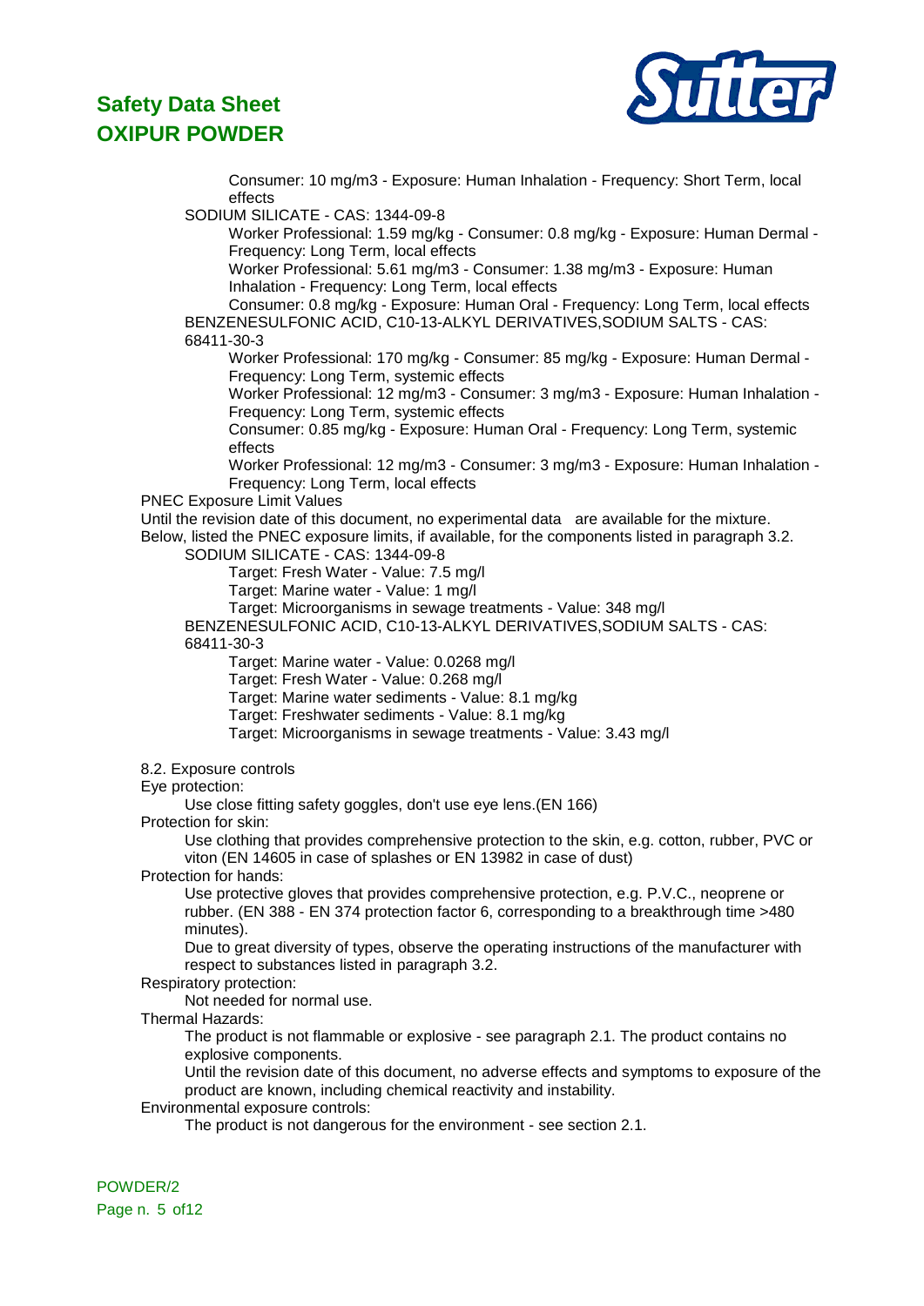Consumer: 10 mg/m3 - Exposure: Human Inhalation - Frequency: Short Term, local effects

SODIUM SILICATE - CAS: 1344-09-8

- Worker Professional: 1.59 mg/kg - Consumer: 0.8 mg/kg - Exposure: Human Dermal - Frequency: Long Term, local effects
- Worker Professional: 5.61 mg/m3 - Consumer: 1.38 mg/m3 - Exposure: Human Inhalation - Frequency: Long Term, local effects
- Consumer: 0.8 mg/kg - Exposure: Human Oral - Frequency: Long Term, local effects

BENZENESULFONIC ACID, C10-13-ALKYL DERIVATIVES,SODIUM SALTS - CAS: 68411-30-3

- Worker Professional: 170 mg/kg - Consumer: 85 mg/kg - Exposure: Human Dermal - Frequency: Long Term, systemic effects
- Worker Professional: 12 mg/m3 - Consumer: 3 mg/m3 - Exposure: Human Inhalation - Frequency: Long Term, systemic effects
- Consumer: 0.85 mg/kg - Exposure: Human Oral - Frequency: Long Term, systemic effects
- Worker Professional: 12 mg/m3 - Consumer: 3 mg/m3 - Exposure: Human Inhalation - Frequency: Long Term, local effects

PNEC Exposure Limit Values

Until the revision date of this document, no experimental data are available for the mixture.
Below, listed the PNEC exposure limits, if available, for the components listed in paragraph 3.2.

SODIUM SILICATE - CAS: 1344-09-8

- Target: Fresh Water - Value: 7.5 mg/l
- Target: Marine water - Value: 1 mg/l
- Target: Microorganisms in sewage treatments - Value: 348 mg/l

BENZENESULFONIC ACID, C10-13-ALKYL DERIVATIVES,SODIUM SALTS - CAS: 68411-30-3

- Target: Marine water - Value: 0.0268 mg/l
- Target: Fresh Water - Value: 0.268 mg/l
- Target: Marine water sediments - Value: 8.1 mg/kg
- Target: Freshwater sediments - Value: 8.1 mg/kg
- Target: Microorganisms in sewage treatments - Value: 3.43 mg/l

8.2. Exposure controls

Eye protection:

Use close fitting safety goggles, don't use eye lens.(EN 166)

Protection for skin:

Use clothing that provides comprehensive protection to the skin, e.g. cotton, rubber, PVC or viton (EN 14605 in case of splashes or EN 13982 in case of dust)

Protection for hands:

Use protective gloves that provides comprehensive protection, e.g. P.V.C., neoprene or rubber. (EN 388 - EN 374 protection factor 6, corresponding to a breakthrough time >480 minutes).

Due to great diversity of types, observe the operating instructions of the manufacturer with respect to substances listed in paragraph 3.2.

Respiratory protection:

Not needed for normal use.

Thermal Hazards:

The product is not flammable or explosive - see paragraph 2.1. The product contains no explosive components.

Until the revision date of this document, no adverse effects and symptoms to exposure of the product are known, including chemical reactivity and instability.

Environmental exposure controls:

The product is not dangerous for the environment - see section 2.1.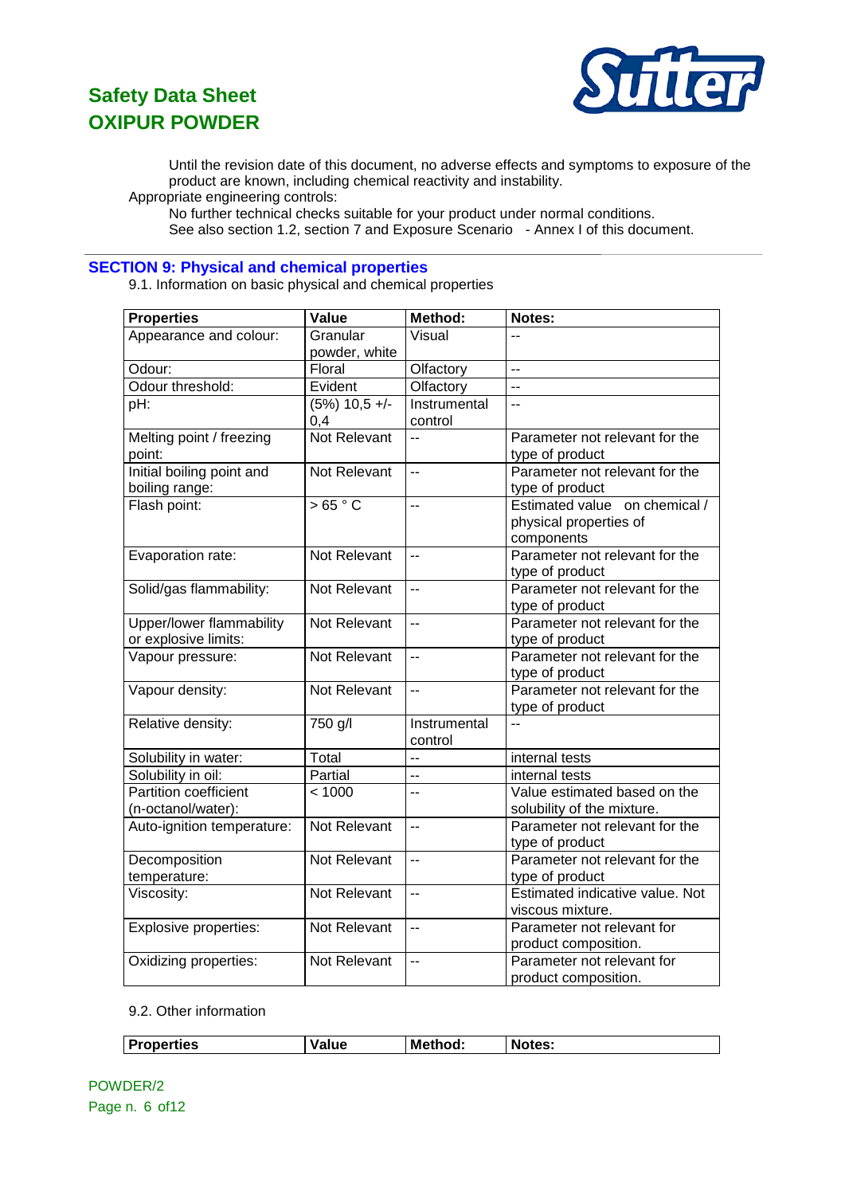Until the revision date of this document, no adverse effects and symptoms to exposure of the product are known, including chemical reactivity and instability.

Appropriate engineering controls:

No further technical checks suitable for your product under normal conditions.
See also section 1.2, section 7 and Exposure Scenario - Annex I of this document.

## SECTION 9: Physical and chemical properties

9.1. Information on basic physical and chemical properties

| Properties | Value | Method: | Notes: |
|---|---|---|---|
| Appearance and colour: | Granular powder, white | Visual | -- |
| Odour: | Floral | Olfactory | -- |
| Odour threshold: | Evident | Olfactory | -- |
| pH: | (5%) 10,5 +/- 0,4 | Instrumental control | -- |
| Melting point / freezing point: | Not Relevant | -- | Parameter not relevant for the type of product |
| Initial boiling point and boiling range: | Not Relevant | -- | Parameter not relevant for the type of product |
| Flash point: | > 65 ° C | -- | Estimated value on chemical / physical properties of components |
| Evaporation rate: | Not Relevant | -- | Parameter not relevant for the type of product |
| Solid/gas flammability: | Not Relevant | -- | Parameter not relevant for the type of product |
| Upper/lower flammability or explosive limits: | Not Relevant | -- | Parameter not relevant for the type of product |
| Vapour pressure: | Not Relevant | -- | Parameter not relevant for the type of product |
| Vapour density: | Not Relevant | -- | Parameter not relevant for the type of product |
| Relative density: | 750 g/l | Instrumental control | -- |
| Solubility in water: | Total | -- | internal tests |
| Solubility in oil: | Partial | -- | internal tests |
| Partition coefficient (n-octanol/water): | < 1000 | -- | Value estimated based on the solubility of the mixture. |
| Auto-ignition temperature: | Not Relevant | -- | Parameter not relevant for the type of product |
| Decomposition temperature: | Not Relevant | -- | Parameter not relevant for the type of product |
| Viscosity: | Not Relevant | -- | Estimated indicative value. Not viscous mixture. |
| Explosive properties: | Not Relevant | -- | Parameter not relevant for product composition. |
| Oxidizing properties: | Not Relevant | -- | Parameter not relevant for product composition. |

9.2. Other information

| Properties | Value | Method: | Notes: |
|---|---|---|---|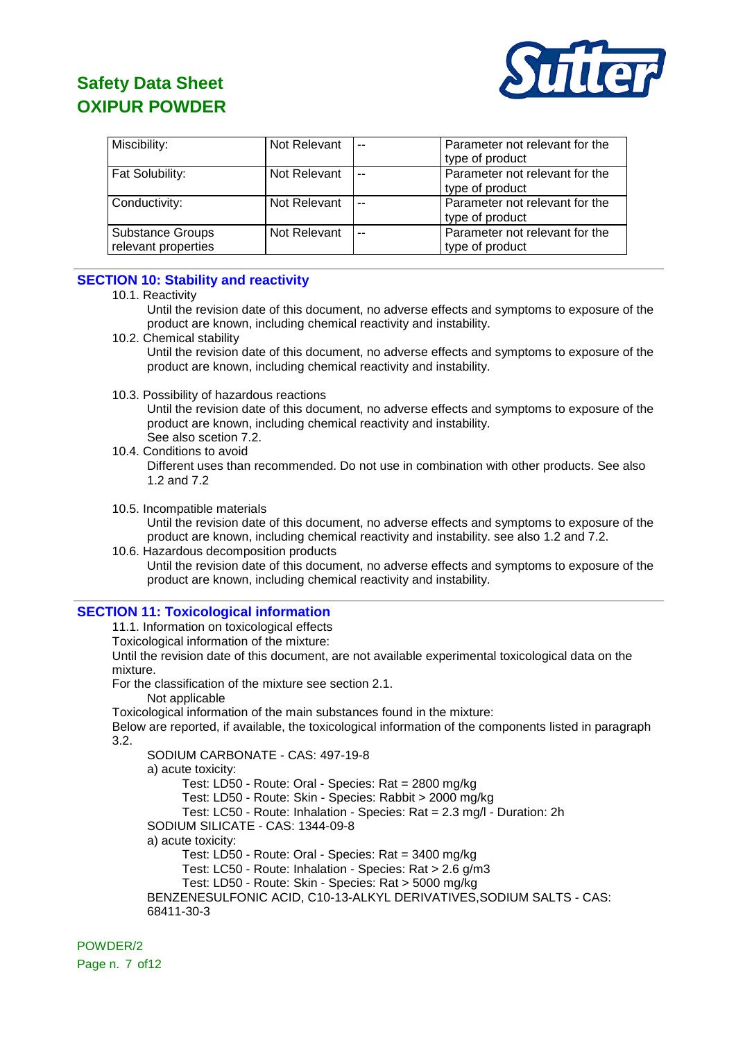| Miscibility: | Not Relevant | -- | Parameter not relevant for the type of product |
|---|---|---|---|
| Fat Solubility: | Not Relevant | -- | Parameter not relevant for the type of product |
| Conductivity: | Not Relevant | -- | Parameter not relevant for the type of product |
| Substance Groups relevant properties | Not Relevant | -- | Parameter not relevant for the type of product |

## SECTION 10: Stability and reactivity

10.1. Reactivity

Until the revision date of this document, no adverse effects and symptoms to exposure of the product are known, including chemical reactivity and instability.

10.2. Chemical stability

Until the revision date of this document, no adverse effects and symptoms to exposure of the product are known, including chemical reactivity and instability.

10.3. Possibility of hazardous reactions

Until the revision date of this document, no adverse effects and symptoms to exposure of the product are known, including chemical reactivity and instability.
See also scetion 7.2.

10.4. Conditions to avoid

Different uses than recommended. Do not use in combination with other products. See also 1.2 and 7.2

10.5. Incompatible materials

Until the revision date of this document, no adverse effects and symptoms to exposure of the product are known, including chemical reactivity and instability. see also 1.2 and 7.2.

10.6. Hazardous decomposition products

Until the revision date of this document, no adverse effects and symptoms to exposure of the product are known, including chemical reactivity and instability.

## SECTION 11: Toxicological information

11.1. Information on toxicological effects

Toxicological information of the mixture:

Until the revision date of this document, are not available experimental toxicological data on the mixture.

For the classification of the mixture see section 2.1.

Not applicable

Toxicological information of the main substances found in the mixture:

Below are reported, if available, the toxicological information of the components listed in paragraph 3.2.

SODIUM CARBONATE - CAS: 497-19-8

a) acute toxicity:

- Test: LD50 - Route: Oral - Species: Rat = 2800 mg/kg
- Test: LD50 - Route: Skin - Species: Rabbit > 2000 mg/kg
- Test: LC50 - Route: Inhalation - Species: Rat = 2.3 mg/l - Duration: 2h

SODIUM SILICATE - CAS: 1344-09-8

a) acute toxicity:

- Test: LD50 - Route: Oral - Species: Rat = 3400 mg/kg
- Test: LC50 - Route: Inhalation - Species: Rat > 2.6 g/m3
- Test: LD50 - Route: Skin - Species: Rat > 5000 mg/kg

BENZENESULFONIC ACID, C10-13-ALKYL DERIVATIVES,SODIUM SALTS - CAS: 68411-30-3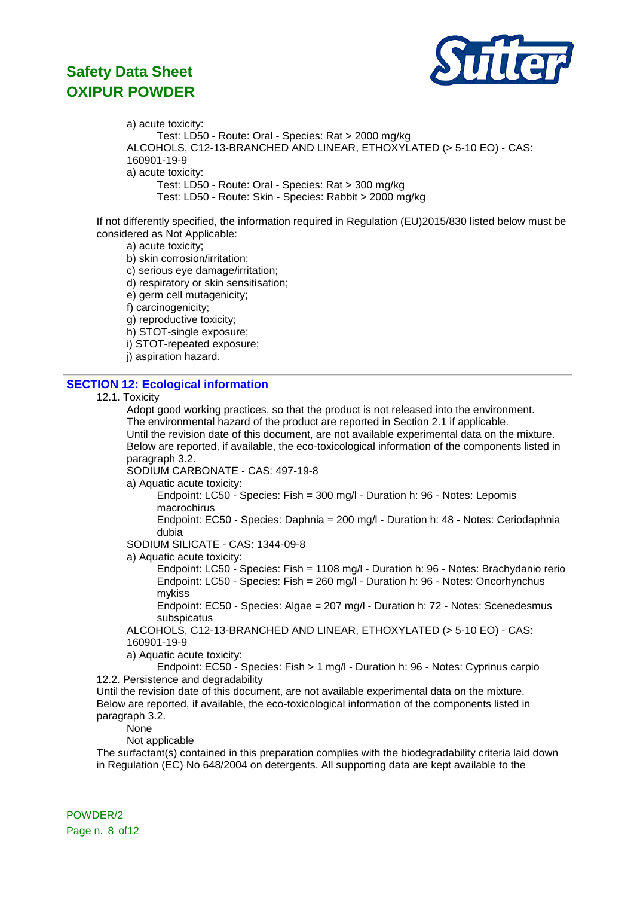a) acute toxicity:

Test: LD50 - Route: Oral - Species: Rat > 2000 mg/kg

ALCOHOLS, C12-13-BRANCHED AND LINEAR, ETHOXYLATED (> 5-10 EO) - CAS: 160901-19-9

a) acute toxicity:

Test: LD50 - Route: Oral - Species: Rat > 300 mg/kg

Test: LD50 - Route: Skin - Species: Rabbit > 2000 mg/kg

If not differently specified, the information required in Regulation (EU)2015/830 listed below must be considered as Not Applicable:

a) acute toxicity;
b) skin corrosion/irritation;
c) serious eye damage/irritation;
d) respiratory or skin sensitisation;
e) germ cell mutagenicity;
f) carcinogenicity;
g) reproductive toxicity;
h) STOT-single exposure;
i) STOT-repeated exposure;
j) aspiration hazard.

## SECTION 12: Ecological information

12.1. Toxicity

Adopt good working practices, so that the product is not released into the environment.
The environmental hazard of the product are reported in Section 2.1 if applicable.
Until the revision date of this document, are not available experimental data on the mixture.
Below are reported, if available, the eco-toxicological information of the components listed in paragraph 3.2.

SODIUM CARBONATE - CAS: 497-19-8

a) Aquatic acute toxicity:

Endpoint: LC50 - Species: Fish = 300 mg/l - Duration h: 96 - Notes: Lepomis macrochirus

Endpoint: EC50 - Species: Daphnia = 200 mg/l - Duration h: 48 - Notes: Ceriodaphnia dubia

SODIUM SILICATE - CAS: 1344-09-8

a) Aquatic acute toxicity:

Endpoint: LC50 - Species: Fish = 1108 mg/l - Duration h: 96 - Notes: Brachydanio rerio

Endpoint: LC50 - Species: Fish = 260 mg/l - Duration h: 96 - Notes: Oncorhynchus mykiss

Endpoint: EC50 - Species: Algae = 207 mg/l - Duration h: 72 - Notes: Scenedesmus subspicatus

ALCOHOLS, C12-13-BRANCHED AND LINEAR, ETHOXYLATED (> 5-10 EO) - CAS: 160901-19-9

a) Aquatic acute toxicity:

Endpoint: EC50 - Species: Fish > 1 mg/l - Duration h: 96 - Notes: Cyprinus carpio

12.2. Persistence and degradability

Until the revision date of this document, are not available experimental data on the mixture.
Below are reported, if available, the eco-toxicological information of the components listed in paragraph 3.2.

None

Not applicable

The surfactant(s) contained in this preparation complies with the biodegradability criteria laid down in Regulation (EC) No 648/2004 on detergents. All supporting data are kept available to the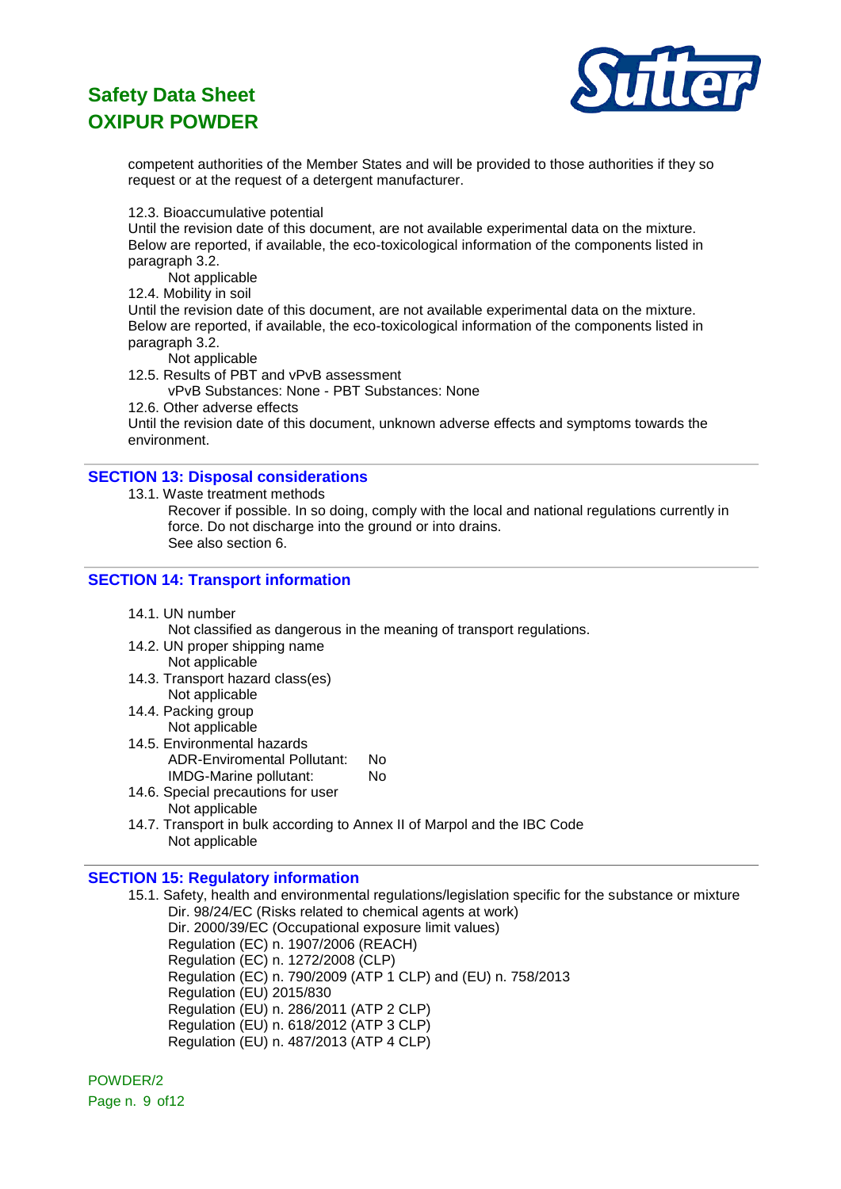competent authorities of the Member States and will be provided to those authorities if they so request or at the request of a detergent manufacturer.

12.3. Bioaccumulative potential

Until the revision date of this document, are not available experimental data on the mixture. Below are reported, if available, the eco-toxicological information of the components listed in paragraph 3.2.

Not applicable

12.4. Mobility in soil

Until the revision date of this document, are not available experimental data on the mixture. Below are reported, if available, the eco-toxicological information of the components listed in paragraph 3.2.

Not applicable

12.5. Results of PBT and vPvB assessment

vPvB Substances: None - PBT Substances: None

12.6. Other adverse effects

Until the revision date of this document, unknown adverse effects and symptoms towards the environment.

## SECTION 13: Disposal considerations

13.1. Waste treatment methods

Recover if possible. In so doing, comply with the local and national regulations currently in force. Do not discharge into the ground or into drains.
See also section 6.

## SECTION 14: Transport information

14.1. UN number

Not classified as dangerous in the meaning of transport regulations.

14.2. UN proper shipping name

Not applicable

14.3. Transport hazard class(es)

Not applicable

14.4. Packing group

Not applicable

14.5. Environmental hazards

ADR-Enviromental Pollutant: No
IMDG-Marine pollutant: No

14.6. Special precautions for user

Not applicable

14.7. Transport in bulk according to Annex II of Marpol and the IBC Code

Not applicable

## SECTION 15: Regulatory information

15.1. Safety, health and environmental regulations/legislation specific for the substance or mixture

Dir. 98/24/EC (Risks related to chemical agents at work)
Dir. 2000/39/EC (Occupational exposure limit values)
Regulation (EC) n. 1907/2006 (REACH)
Regulation (EC) n. 1272/2008 (CLP)
Regulation (EC) n. 790/2009 (ATP 1 CLP) and (EU) n. 758/2013
Regulation (EU) 2015/830
Regulation (EU) n. 286/2011 (ATP 2 CLP)
Regulation (EU) n. 618/2012 (ATP 3 CLP)
Regulation (EU) n. 487/2013 (ATP 4 CLP)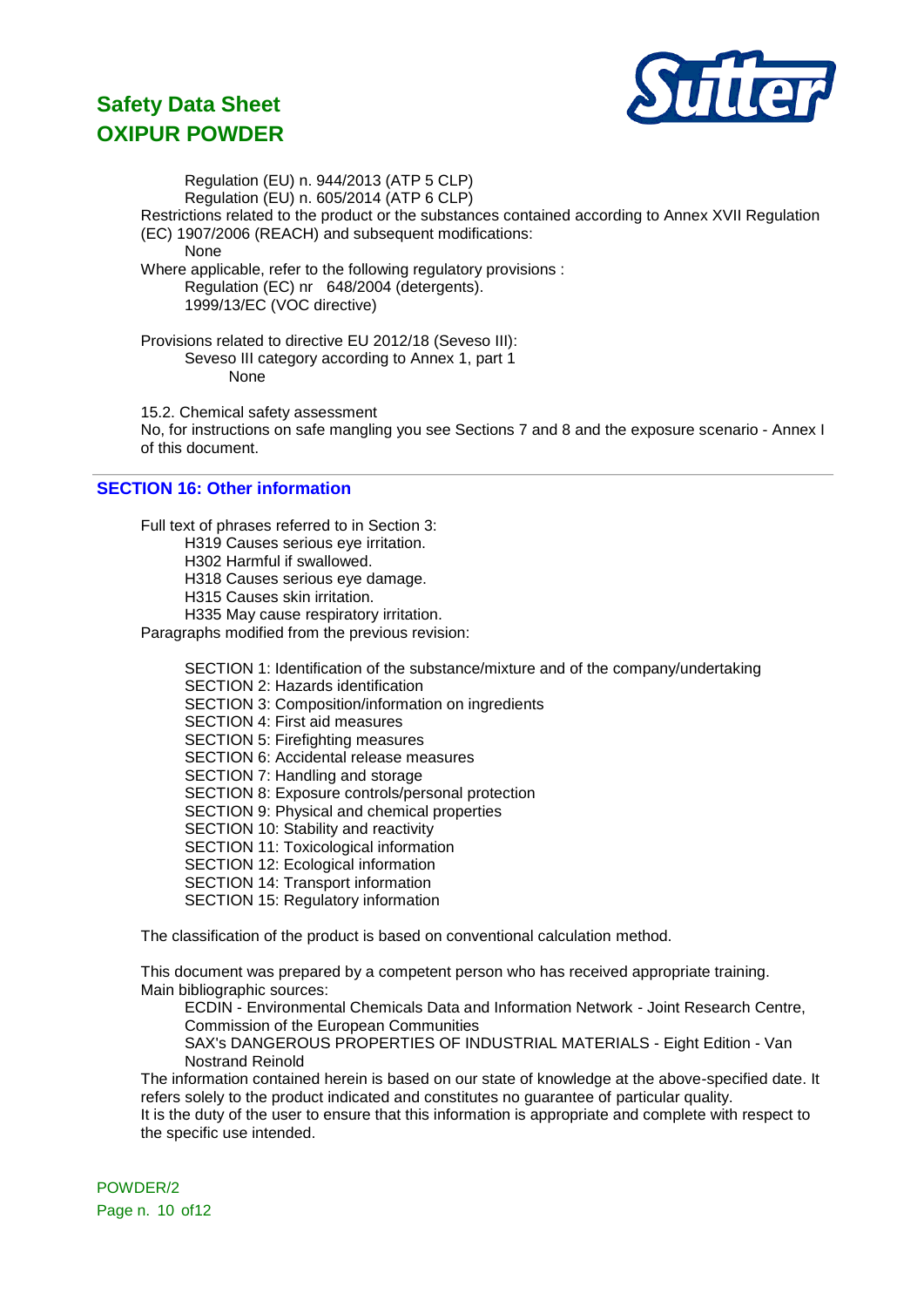Regulation (EU) n. 944/2013 (ATP 5 CLP)
Regulation (EU) n. 605/2014 (ATP 6 CLP)

Restrictions related to the product or the substances contained according to Annex XVII Regulation (EC) 1907/2006 (REACH) and subsequent modifications:

None

Where applicable, refer to the following regulatory provisions :

Regulation (EC) nr 648/2004 (detergents).
1999/13/EC (VOC directive)

Provisions related to directive EU 2012/18 (Seveso III):

Seveso III category according to Annex 1, part 1

None

15.2. Chemical safety assessment

No, for instructions on safe mangling you see Sections 7 and 8 and the exposure scenario - Annex I of this document.

## SECTION 16: Other information

Full text of phrases referred to in Section 3:

H319 Causes serious eye irritation.
H302 Harmful if swallowed.
H318 Causes serious eye damage.
H315 Causes skin irritation.
H335 May cause respiratory irritation.

Paragraphs modified from the previous revision:

SECTION 1: Identification of the substance/mixture and of the company/undertaking
SECTION 2: Hazards identification
SECTION 3: Composition/information on ingredients
SECTION 4: First aid measures
SECTION 5: Firefighting measures
SECTION 6: Accidental release measures
SECTION 7: Handling and storage
SECTION 8: Exposure controls/personal protection
SECTION 9: Physical and chemical properties
SECTION 10: Stability and reactivity
SECTION 11: Toxicological information
SECTION 12: Ecological information
SECTION 14: Transport information
SECTION 15: Regulatory information

The classification of the product is based on conventional calculation method.

This document was prepared by a competent person who has received appropriate training.

Main bibliographic sources:

ECDIN - Environmental Chemicals Data and Information Network - Joint Research Centre, Commission of the European Communities

SAX's DANGEROUS PROPERTIES OF INDUSTRIAL MATERIALS - Eight Edition - Van Nostrand Reinold

The information contained herein is based on our state of knowledge at the above-specified date. It refers solely to the product indicated and constitutes no guarantee of particular quality.

It is the duty of the user to ensure that this information is appropriate and complete with respect to the specific use intended.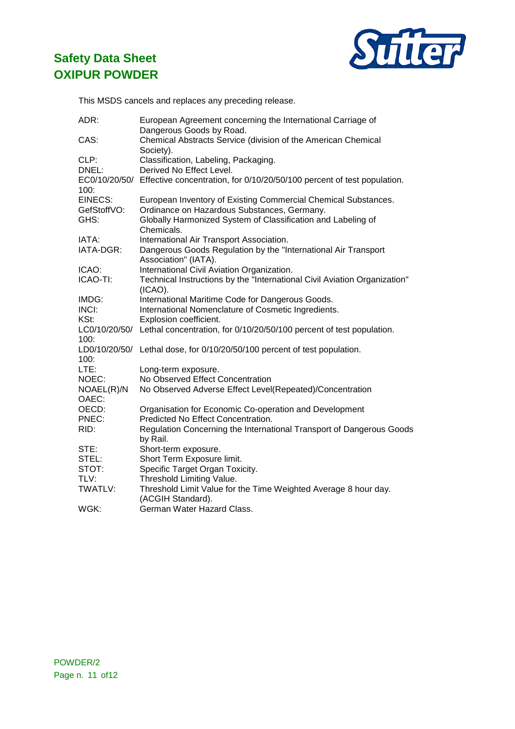This MSDS cancels and replaces any preceding release.

| | |
|---|---|
| ADR: | European Agreement concerning the International Carriage of Dangerous Goods by Road. |
| CAS: | Chemical Abstracts Service (division of the American Chemical Society). |
| CLP: | Classification, Labeling, Packaging. |
| DNEL: | Derived No Effect Level. |
| EC0/10/20/50/100: | Effective concentration, for 0/10/20/50/100 percent of test population. |
| EINECS: | European Inventory of Existing Commercial Chemical Substances. |
| GefStoffVO: | Ordinance on Hazardous Substances, Germany. |
| GHS: | Globally Harmonized System of Classification and Labeling of Chemicals. |
| IATA: | International Air Transport Association. |
| IATA-DGR: | Dangerous Goods Regulation by the "International Air Transport Association" (IATA). |
| ICAO: | International Civil Aviation Organization. |
| ICAO-TI: | Technical Instructions by the "International Civil Aviation Organization" (ICAO). |
| IMDG: | International Maritime Code for Dangerous Goods. |
| INCI: | International Nomenclature of Cosmetic Ingredients. |
| KSt: | Explosion coefficient. |
| LC0/10/20/50/100: | Lethal concentration, for 0/10/20/50/100 percent of test population. |
| LD0/10/20/50/100: | Lethal dose, for 0/10/20/50/100 percent of test population. |
| LTE: | Long-term exposure. |
| NOEC: | No Observed Effect Concentration |
| NOAEL(R)/NOAEC: | No Observed Adverse Effect Level(Repeated)/Concentration |
| OECD: | Organisation for Economic Co-operation and Development |
| PNEC: | Predicted No Effect Concentration. |
| RID: | Regulation Concerning the International Transport of Dangerous Goods by Rail. |
| STE: | Short-term exposure. |
| STEL: | Short Term Exposure limit. |
| STOT: | Specific Target Organ Toxicity. |
| TLV: | Threshold Limiting Value. |
| TWATLV: | Threshold Limit Value for the Time Weighted Average 8 hour day. (ACGIH Standard). |
| WGK: | German Water Hazard Class. |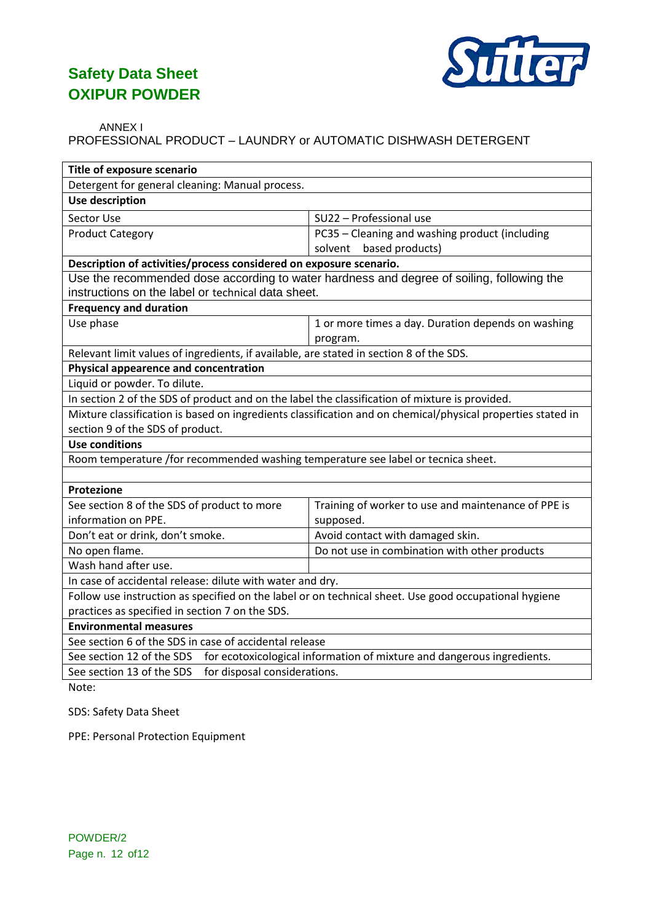ANNEX I

PROFESSIONAL PRODUCT – LAUNDRY or AUTOMATIC DISHWASH DETERGENT

| | |
|---|---|
| **Title of exposure scenario** | |
| Detergent for general cleaning: Manual process. | |
| **Use description** | |
| Sector Use | SU22 – Professional use |
| Product Category | PC35 – Cleaning and washing product (including solvent based products) |
| **Description of activities/process considered on exposure scenario.** | |
| Use the recommended dose according to water hardness and degree of soiling, following the instructions on the label or technical data sheet. | |
| **Frequency and duration** | |
| Use phase | 1 or more times a day. Duration depends on washing program. |
| Relevant limit values of ingredients, if available, are stated in section 8 of the SDS. | |
| **Physical appearence and concentration** | |
| Liquid or powder. To dilute. | |
| In section 2 of the SDS of product and on the label the classification of mixture is provided. | |
| Mixture classification is based on ingredients classification and on chemical/physical properties stated in section 9 of the SDS of product. | |
| **Use conditions** | |
| Room temperature /for recommended washing temperature see label or tecnica sheet. | |
| | |
| **Protezione** | |
| See section 8 of the SDS of product to more information on PPE. | Training of worker to use and maintenance of PPE is supposed. |
| Don't eat or drink, don't smoke. | Avoid contact with damaged skin. |
| No open flame. | Do not use in combination with other products |
| Wash hand after use. | |
| In case of accidental release: dilute with water and dry. | |
| Follow use instruction as specified on the label or on technical sheet. Use good occupational hygiene practices as specified in section 7 on the SDS. | |
| **Environmental measures** | |
| See section 6 of the SDS in case of accidental release | |
| See section 12 of the SDS for ecotoxicological information of mixture and dangerous ingredients. | |
| See section 13 of the SDS for disposal considerations. | |

Note:

SDS: Safety Data Sheet

PPE: Personal Protection Equipment